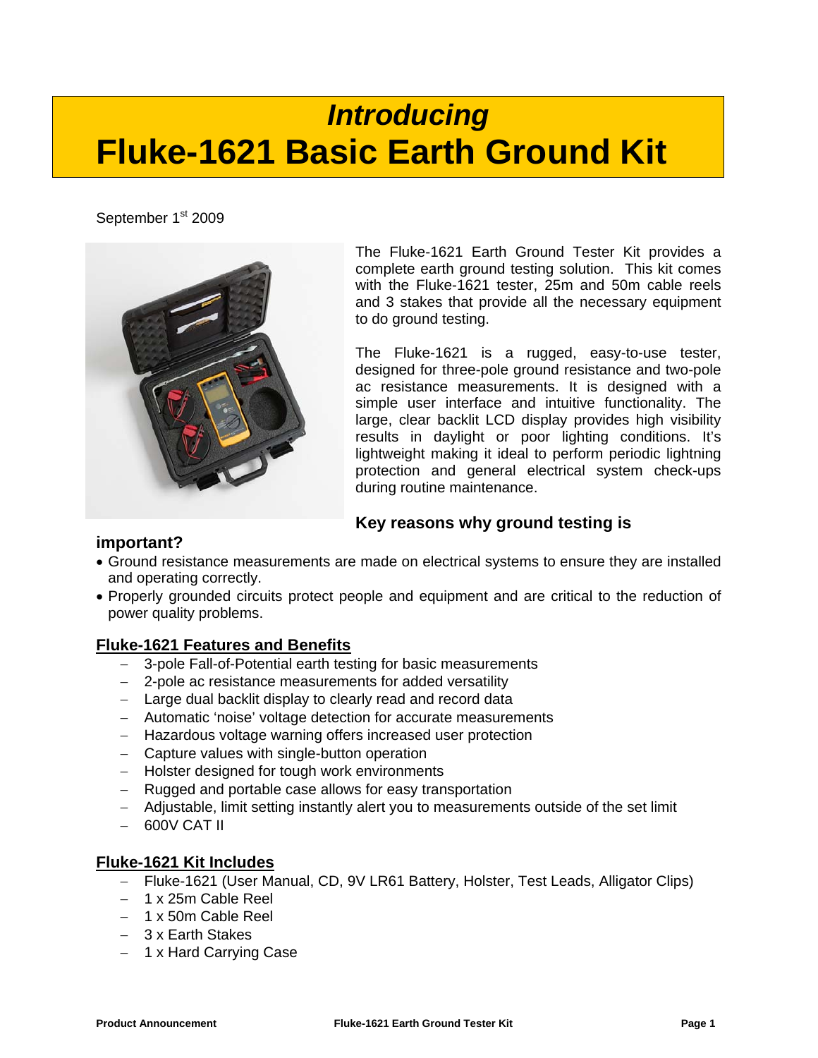# *Introducing*
# Fluke-1621 Basic Earth Ground Kit

September 1st 2009

The Fluke-1621 Earth Ground Tester Kit provides a complete earth ground testing solution. This kit comes with the Fluke-1621 tester, 25m and 50m cable reels and 3 stakes that provide all the necessary equipment to do ground testing.

The Fluke-1621 is a rugged, easy-to-use tester, designed for three-pole ground resistance and two-pole ac resistance measurements. It is designed with a simple user interface and intuitive functionality. The large, clear backlit LCD display provides high visibility results in daylight or poor lighting conditions. It's lightweight making it ideal to perform periodic lightning protection and general electrical system check-ups during routine maintenance.

### Key reasons why ground testing is important?

- Ground resistance measurements are made on electrical systems to ensure they are installed and operating correctly.
- Properly grounded circuits protect people and equipment and are critical to the reduction of power quality problems.

### Fluke-1621 Features and Benefits

- 3-pole Fall-of-Potential earth testing for basic measurements
- 2-pole ac resistance measurements for added versatility
- Large dual backlit display to clearly read and record data
- Automatic 'noise' voltage detection for accurate measurements
- Hazardous voltage warning offers increased user protection
- Capture values with single-button operation
- Holster designed for tough work environments
- Rugged and portable case allows for easy transportation
- Adjustable, limit setting instantly alert you to measurements outside of the set limit
- 600V CAT II

### Fluke-1621 Kit Includes

- Fluke-1621 (User Manual, CD, 9V LR61 Battery, Holster, Test Leads, Alligator Clips)
- 1 x 25m Cable Reel
- 1 x 50m Cable Reel
- 3 x Earth Stakes
- 1 x Hard Carrying Case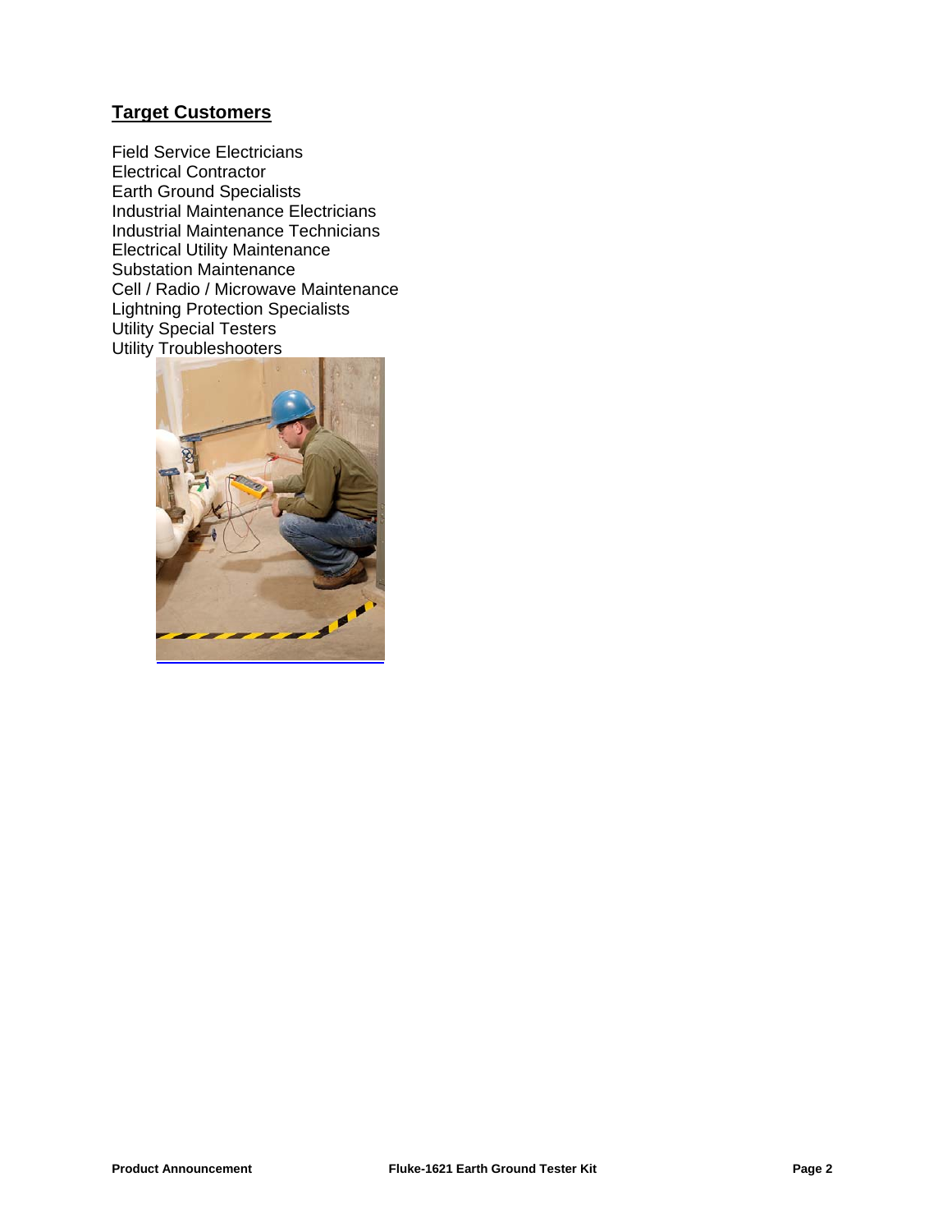## Target Customers

Field Service Electricians
Electrical Contractor
Earth Ground Specialists
Industrial Maintenance Electricians
Industrial Maintenance Technicians
Electrical Utility Maintenance
Substation Maintenance
Cell / Radio / Microwave Maintenance
Lightning Protection Specialists
Utility Special Testers
Utility Troubleshooters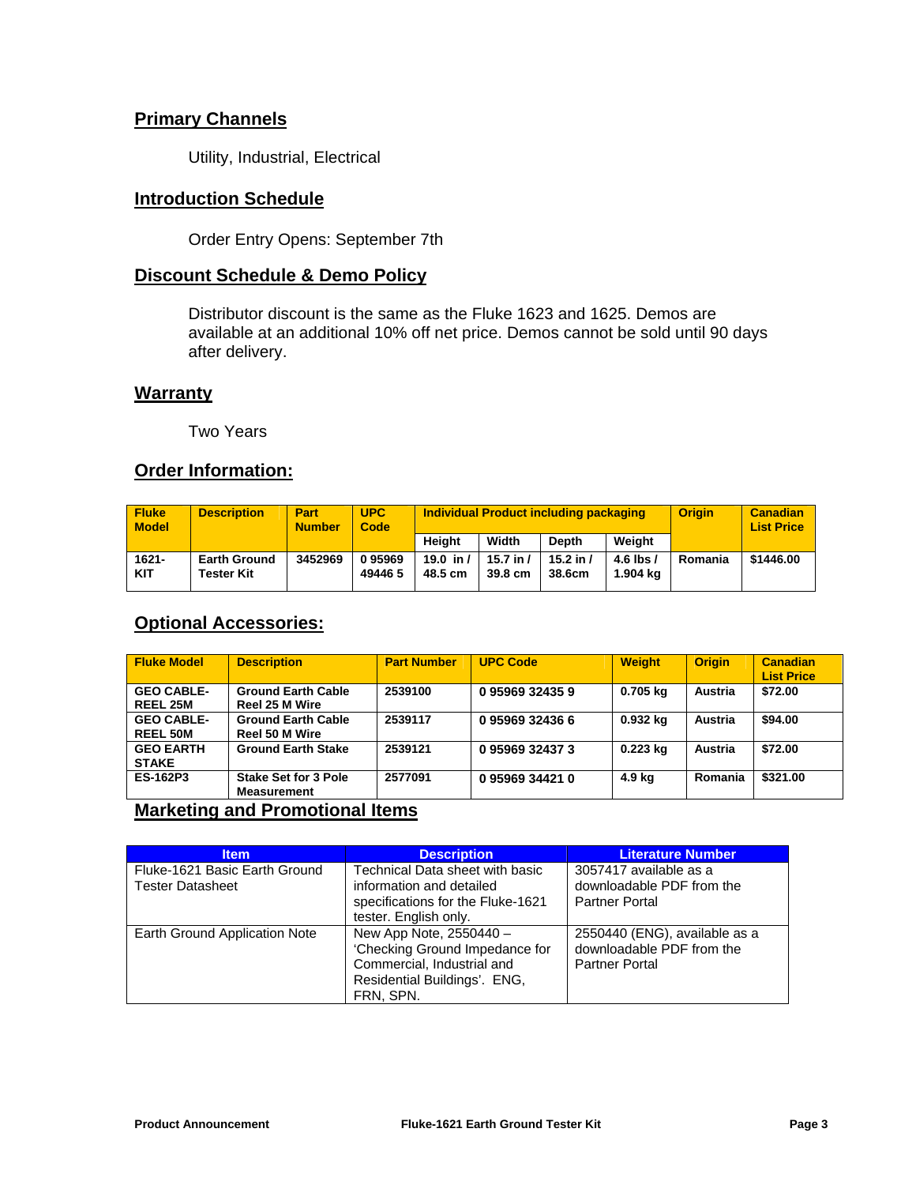## Primary Channels

Utility, Industrial, Electrical

## Introduction Schedule

Order Entry Opens: September 7th

## Discount Schedule & Demo Policy

Distributor discount is the same as the Fluke 1623 and 1625. Demos are available at an additional 10% off net price. Demos cannot be sold until 90 days after delivery.

## Warranty

Two Years

## Order Information:

| Fluke Model | Description | Part Number | UPC Code | Individual Product including packaging | | | | Origin | Canadian List Price |
|---|---|---|---|---|---|---|---|---|---|
| | | | | Height | Width | Depth | Weight | | |
| 1621-KIT | Earth Ground Tester Kit | 3452969 | 0 95969 49446 5 | 19.0 in / 48.5 cm | 15.7 in / 39.8 cm | 15.2 in / 38.6cm | 4.6 lbs / 1.904 kg | Romania | $1446.00 |

## Optional Accessories:

| Fluke Model | Description | Part Number | UPC Code | Weight | Origin | Canadian List Price |
|---|---|---|---|---|---|---|
| GEO CABLE-REEL 25M | Ground Earth Cable Reel 25 M Wire | 2539100 | 0 95969 32435 9 | 0.705 kg | Austria | $72.00 |
| GEO CABLE-REEL 50M | Ground Earth Cable Reel 50 M Wire | 2539117 | 0 95969 32436 6 | 0.932 kg | Austria | $94.00 |
| GEO EARTH STAKE | Ground Earth Stake | 2539121 | 0 95969 32437 3 | 0.223 kg | Austria | $72.00 |
| ES-162P3 | Stake Set for 3 Pole Measurement | 2577091 | 0 95969 34421 0 | 4.9 kg | Romania | $321.00 |

## Marketing and Promotional Items

| Item | Description | Literature Number |
|---|---|---|
| Fluke-1621 Basic Earth Ground Tester Datasheet | Technical Data sheet with basic information and detailed specifications for the Fluke-1621 tester. English only. | 3057417 available as a downloadable PDF from the Partner Portal |
| Earth Ground Application Note | New App Note, 2550440 – 'Checking Ground Impedance for Commercial, Industrial and Residential Buildings'. ENG, FRN, SPN. | 2550440 (ENG), available as a downloadable PDF from the Partner Portal |